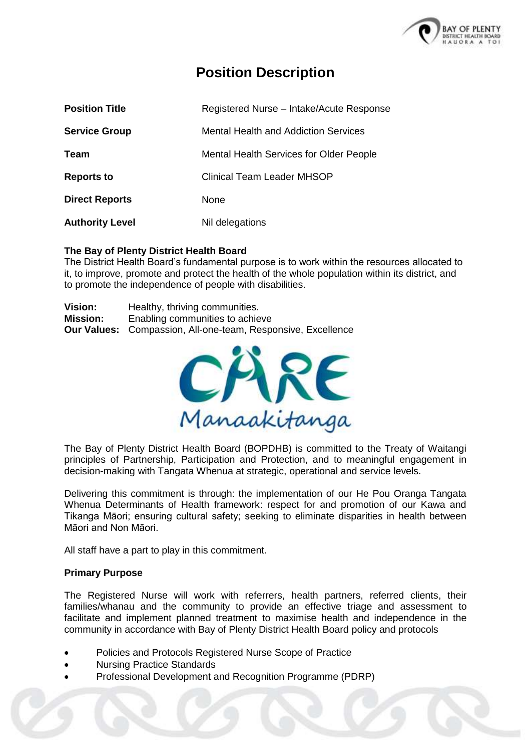# Position Description

| | |
|---|---|
| **Position Title** | Registered Nurse – Intake/Acute Response |
| **Service Group** | Mental Health and Addiction Services |
| **Team** | Mental Health Services for Older People |
| **Reports to** | Clinical Team Leader MHSOP |
| **Direct Reports** | None |
| **Authority Level** | Nil delegations |

**The Bay of Plenty District Health Board**

The District Health Board's fundamental purpose is to work within the resources allocated to it, to improve, promote and protect the health of the whole population within its district, and to promote the independence of people with disabilities.

**Vision:** Healthy, thriving communities.
**Mission:** Enabling communities to achieve
**Our Values:** Compassion, All-one-team, Responsive, Excellence

CARE Manaakitanga

The Bay of Plenty District Health Board (BOPDHB) is committed to the Treaty of Waitangi principles of Partnership, Participation and Protection, and to meaningful engagement in decision-making with Tangata Whenua at strategic, operational and service levels.

Delivering this commitment is through: the implementation of our He Pou Oranga Tangata Whenua Determinants of Health framework: respect for and promotion of our Kawa and Tikanga Māori; ensuring cultural safety; seeking to eliminate disparities in health between Māori and Non Māori.

All staff have a part to play in this commitment.

**Primary Purpose**

The Registered Nurse will work with referrers, health partners, referred clients, their families/whanau and the community to provide an effective triage and assessment to facilitate and implement planned treatment to maximise health and independence in the community in accordance with Bay of Plenty District Health Board policy and protocols

- Policies and Protocols Registered Nurse Scope of Practice
- Nursing Practice Standards
- Professional Development and Recognition Programme (PDRP)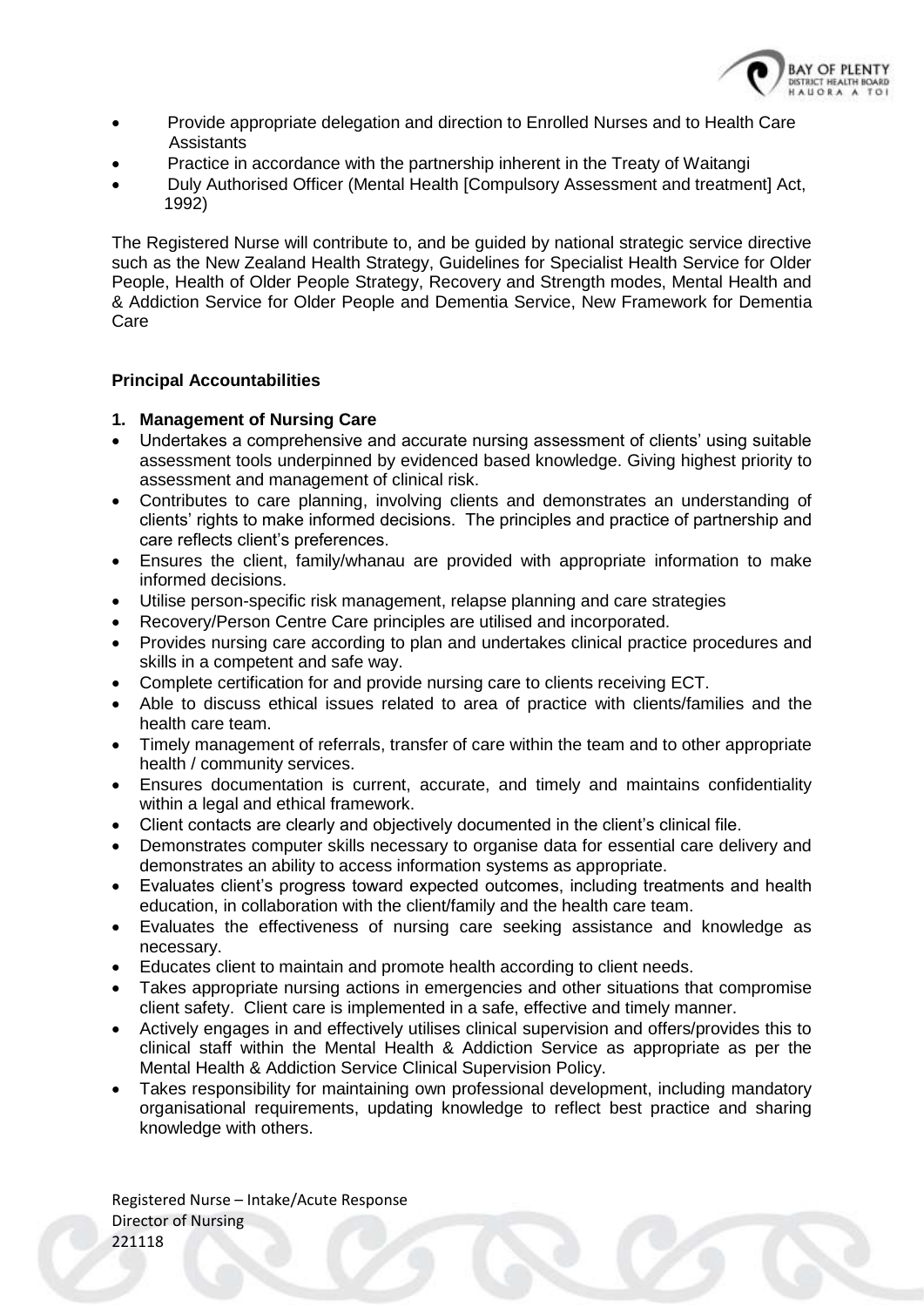- Provide appropriate delegation and direction to Enrolled Nurses and to Health Care Assistants
- Practice in accordance with the partnership inherent in the Treaty of Waitangi
- Duly Authorised Officer (Mental Health [Compulsory Assessment and treatment] Act, 1992)

The Registered Nurse will contribute to, and be guided by national strategic service directive such as the New Zealand Health Strategy, Guidelines for Specialist Health Service for Older People, Health of Older People Strategy, Recovery and Strength modes, Mental Health and & Addiction Service for Older People and Dementia Service, New Framework for Dementia Care

**Principal Accountabilities**

**1. Management of Nursing Care**

- Undertakes a comprehensive and accurate nursing assessment of clients' using suitable assessment tools underpinned by evidenced based knowledge. Giving highest priority to assessment and management of clinical risk.
- Contributes to care planning, involving clients and demonstrates an understanding of clients' rights to make informed decisions. The principles and practice of partnership and care reflects client's preferences.
- Ensures the client, family/whanau are provided with appropriate information to make informed decisions.
- Utilise person-specific risk management, relapse planning and care strategies
- Recovery/Person Centre Care principles are utilised and incorporated.
- Provides nursing care according to plan and undertakes clinical practice procedures and skills in a competent and safe way.
- Complete certification for and provide nursing care to clients receiving ECT.
- Able to discuss ethical issues related to area of practice with clients/families and the health care team.
- Timely management of referrals, transfer of care within the team and to other appropriate health / community services.
- Ensures documentation is current, accurate, and timely and maintains confidentiality within a legal and ethical framework.
- Client contacts are clearly and objectively documented in the client's clinical file.
- Demonstrates computer skills necessary to organise data for essential care delivery and demonstrates an ability to access information systems as appropriate.
- Evaluates client's progress toward expected outcomes, including treatments and health education, in collaboration with the client/family and the health care team.
- Evaluates the effectiveness of nursing care seeking assistance and knowledge as necessary.
- Educates client to maintain and promote health according to client needs.
- Takes appropriate nursing actions in emergencies and other situations that compromise client safety. Client care is implemented in a safe, effective and timely manner.
- Actively engages in and effectively utilises clinical supervision and offers/provides this to clinical staff within the Mental Health & Addiction Service as appropriate as per the Mental Health & Addiction Service Clinical Supervision Policy.
- Takes responsibility for maintaining own professional development, including mandatory organisational requirements, updating knowledge to reflect best practice and sharing knowledge with others.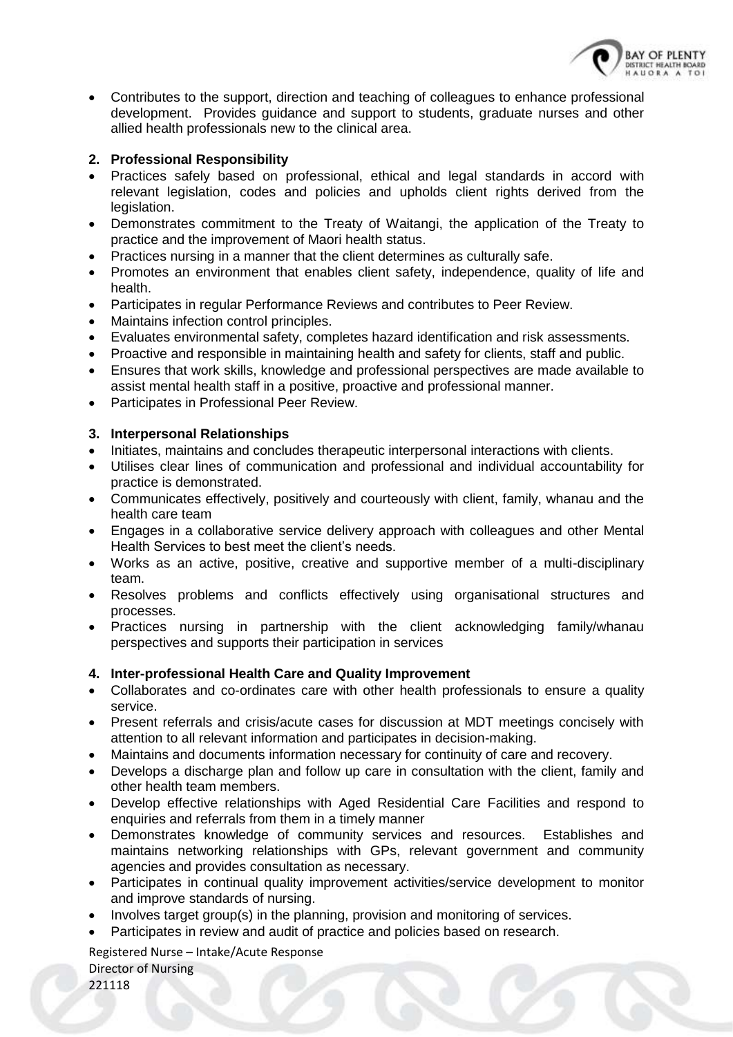- Contributes to the support, direction and teaching of colleagues to enhance professional development. Provides guidance and support to students, graduate nurses and other allied health professionals new to the clinical area.

**2. Professional Responsibility**

- Practices safely based on professional, ethical and legal standards in accord with relevant legislation, codes and policies and upholds client rights derived from the legislation.
- Demonstrates commitment to the Treaty of Waitangi, the application of the Treaty to practice and the improvement of Maori health status.
- Practices nursing in a manner that the client determines as culturally safe.
- Promotes an environment that enables client safety, independence, quality of life and health.
- Participates in regular Performance Reviews and contributes to Peer Review.
- Maintains infection control principles.
- Evaluates environmental safety, completes hazard identification and risk assessments.
- Proactive and responsible in maintaining health and safety for clients, staff and public.
- Ensures that work skills, knowledge and professional perspectives are made available to assist mental health staff in a positive, proactive and professional manner.
- Participates in Professional Peer Review.

**3. Interpersonal Relationships**

- Initiates, maintains and concludes therapeutic interpersonal interactions with clients.
- Utilises clear lines of communication and professional and individual accountability for practice is demonstrated.
- Communicates effectively, positively and courteously with client, family, whanau and the health care team
- Engages in a collaborative service delivery approach with colleagues and other Mental Health Services to best meet the client's needs.
- Works as an active, positive, creative and supportive member of a multi-disciplinary team.
- Resolves problems and conflicts effectively using organisational structures and processes.
- Practices nursing in partnership with the client acknowledging family/whanau perspectives and supports their participation in services

**4. Inter-professional Health Care and Quality Improvement**

- Collaborates and co-ordinates care with other health professionals to ensure a quality service.
- Present referrals and crisis/acute cases for discussion at MDT meetings concisely with attention to all relevant information and participates in decision-making.
- Maintains and documents information necessary for continuity of care and recovery.
- Develops a discharge plan and follow up care in consultation with the client, family and other health team members.
- Develop effective relationships with Aged Residential Care Facilities and respond to enquiries and referrals from them in a timely manner
- Demonstrates knowledge of community services and resources. Establishes and maintains networking relationships with GPs, relevant government and community agencies and provides consultation as necessary.
- Participates in continual quality improvement activities/service development to monitor and improve standards of nursing.
- Involves target group(s) in the planning, provision and monitoring of services.
- Participates in review and audit of practice and policies based on research.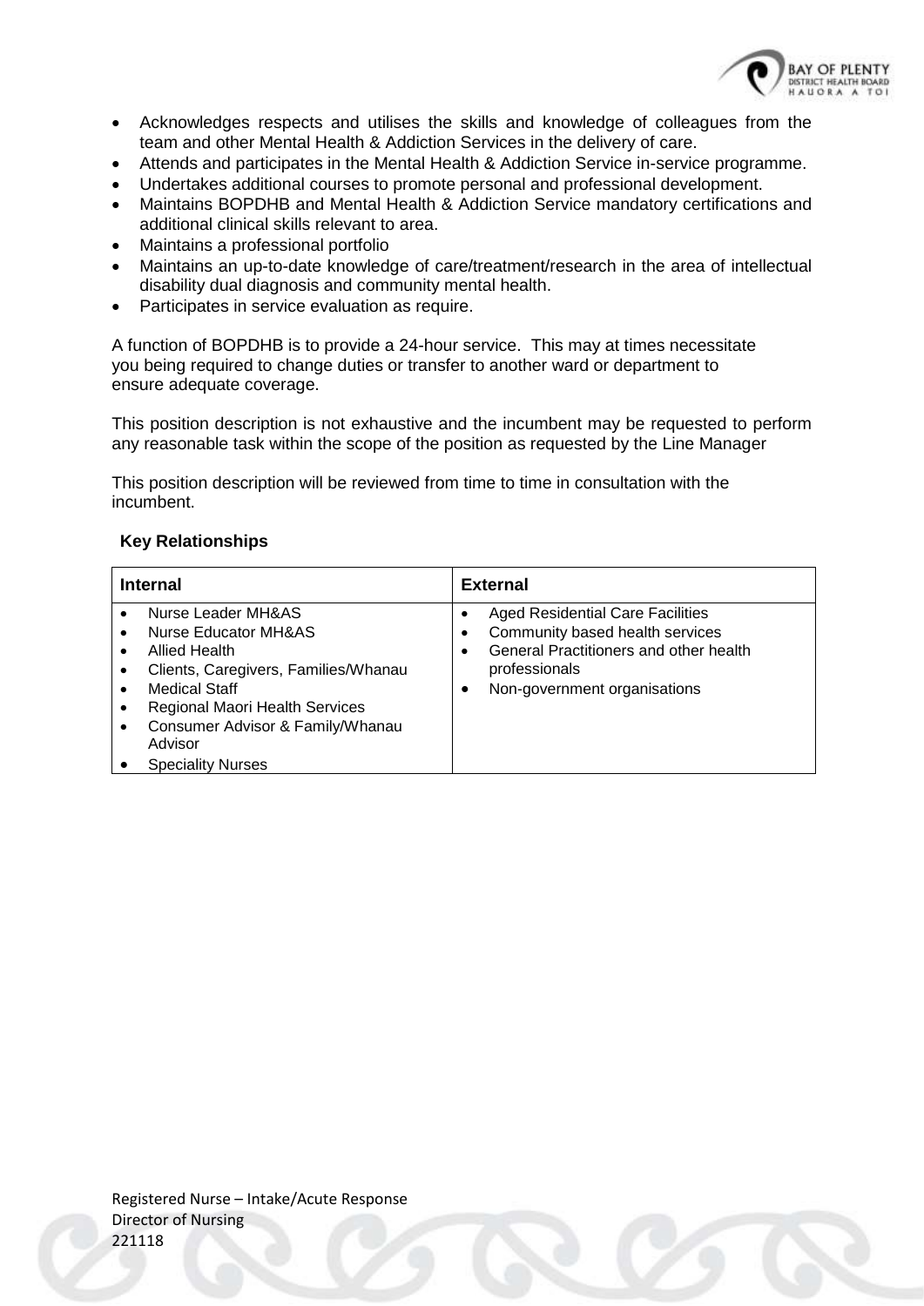- Acknowledges respects and utilises the skills and knowledge of colleagues from the team and other Mental Health & Addiction Services in the delivery of care.
- Attends and participates in the Mental Health & Addiction Service in-service programme.
- Undertakes additional courses to promote personal and professional development.
- Maintains BOPDHB and Mental Health & Addiction Service mandatory certifications and additional clinical skills relevant to area.
- Maintains a professional portfolio
- Maintains an up-to-date knowledge of care/treatment/research in the area of intellectual disability dual diagnosis and community mental health.
- Participates in service evaluation as require.

A function of BOPDHB is to provide a 24-hour service. This may at times necessitate you being required to change duties or transfer to another ward or department to ensure adequate coverage.

This position description is not exhaustive and the incumbent may be requested to perform any reasonable task within the scope of the position as requested by the Line Manager

This position description will be reviewed from time to time in consultation with the incumbent.

**Key Relationships**

| Internal | External |
|---|---|
| • Nurse Leader MH&AS<br>• Nurse Educator MH&AS<br>• Allied Health<br>• Clients, Caregivers, Families/Whanau<br>• Medical Staff<br>• Regional Maori Health Services<br>• Consumer Advisor & Family/Whanau Advisor<br>• Speciality Nurses | • Aged Residential Care Facilities<br>• Community based health services<br>• General Practitioners and other health professionals<br>• Non-government organisations |

Registered Nurse – Intake/Acute Response
Director of Nursing
221118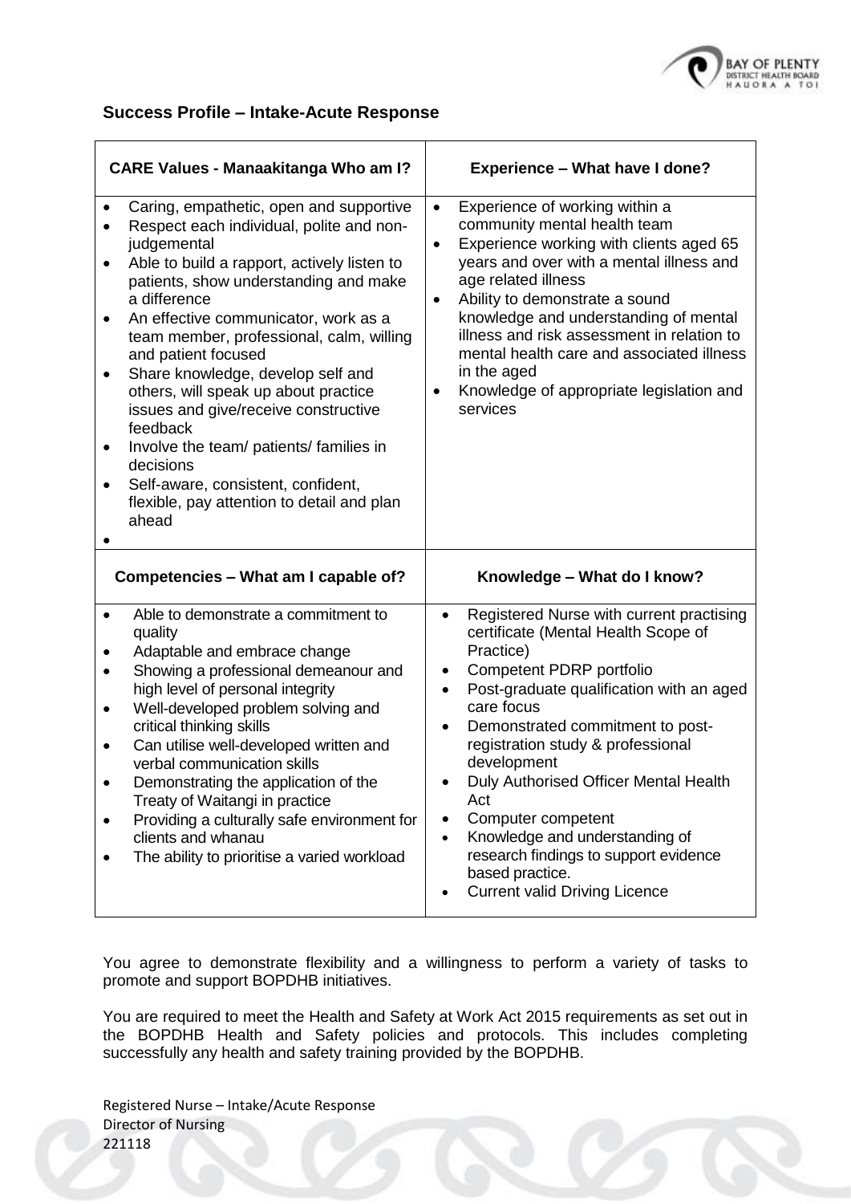## Success Profile – Intake-Acute Response

| CARE Values - Manaakitanga Who am I? | Experience – What have I done? |
|---|---|
| • Caring, empathetic, open and supportive<br>• Respect each individual, polite and non-judgemental<br>• Able to build a rapport, actively listen to patients, show understanding and make a difference<br>• An effective communicator, work as a team member, professional, calm, willing and patient focused<br>• Share knowledge, develop self and others, will speak up about practice issues and give/receive constructive feedback<br>• Involve the team/ patients/ families in decisions<br>• Self-aware, consistent, confident, flexible, pay attention to detail and plan ahead<br>• | • Experience of working within a community mental health team<br>• Experience working with clients aged 65 years and over with a mental illness and age related illness<br>• Ability to demonstrate a sound knowledge and understanding of mental illness and risk assessment in relation to mental health care and associated illness in the aged<br>• Knowledge of appropriate legislation and services |
| **Competencies – What am I capable of?** | **Knowledge – What do I know?** |
| • Able to demonstrate a commitment to quality<br>• Adaptable and embrace change<br>• Showing a professional demeanour and high level of personal integrity<br>• Well-developed problem solving and critical thinking skills<br>• Can utilise well-developed written and verbal communication skills<br>• Demonstrating the application of the Treaty of Waitangi in practice<br>• Providing a culturally safe environment for clients and whanau<br>• The ability to prioritise a varied workload | • Registered Nurse with current practising certificate (Mental Health Scope of Practice)<br>• Competent PDRP portfolio<br>• Post-graduate qualification with an aged care focus<br>• Demonstrated commitment to post-registration study & professional development<br>• Duly Authorised Officer Mental Health Act<br>• Computer competent<br>• Knowledge and understanding of research findings to support evidence based practice.<br>• Current valid Driving Licence |

You agree to demonstrate flexibility and a willingness to perform a variety of tasks to promote and support BOPDHB initiatives.

You are required to meet the Health and Safety at Work Act 2015 requirements as set out in the BOPDHB Health and Safety policies and protocols. This includes completing successfully any health and safety training provided by the BOPDHB.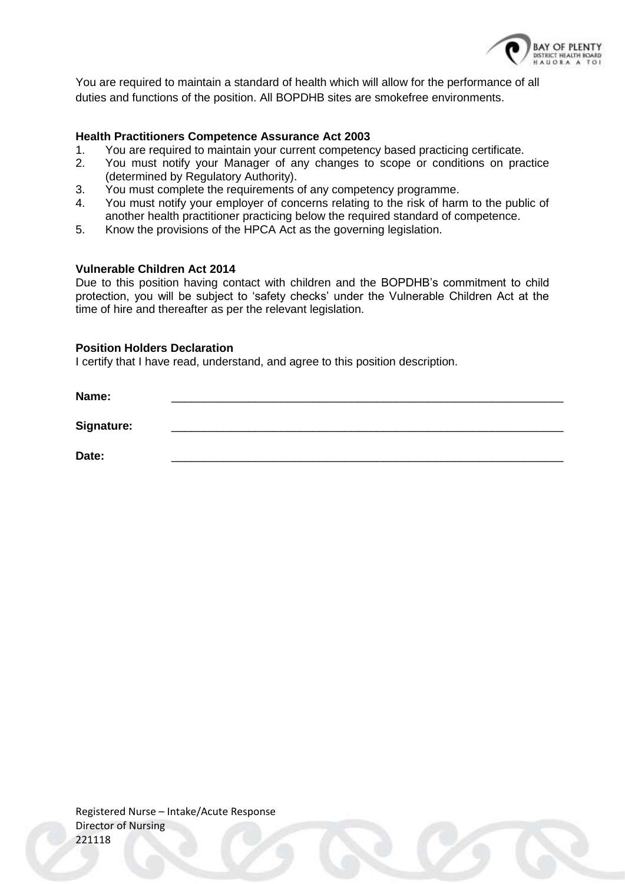You are required to maintain a standard of health which will allow for the performance of all duties and functions of the position. All BOPDHB sites are smokefree environments.

**Health Practitioners Competence Assurance Act 2003**

1. You are required to maintain your current competency based practicing certificate.
2. You must notify your Manager of any changes to scope or conditions on practice (determined by Regulatory Authority).
3. You must complete the requirements of any competency programme.
4. You must notify your employer of concerns relating to the risk of harm to the public of another health practitioner practicing below the required standard of competence.
5. Know the provisions of the HPCA Act as the governing legislation.

**Vulnerable Children Act 2014**

Due to this position having contact with children and the BOPDHB's commitment to child protection, you will be subject to 'safety checks' under the Vulnerable Children Act at the time of hire and thereafter as per the relevant legislation.

**Position Holders Declaration**

I certify that I have read, understand, and agree to this position description.

**Name:** \_\_\_\_\_\_\_\_\_\_\_\_\_\_\_\_\_\_\_\_\_\_\_\_\_\_\_\_\_\_\_\_\_\_\_\_\_\_\_\_\_\_\_\_\_\_\_\_

**Signature:** \_\_\_\_\_\_\_\_\_\_\_\_\_\_\_\_\_\_\_\_\_\_\_\_\_\_\_\_\_\_\_\_\_\_\_\_\_\_\_\_\_\_\_\_\_\_\_\_

**Date:** \_\_\_\_\_\_\_\_\_\_\_\_\_\_\_\_\_\_\_\_\_\_\_\_\_\_\_\_\_\_\_\_\_\_\_\_\_\_\_\_\_\_\_\_\_\_\_\_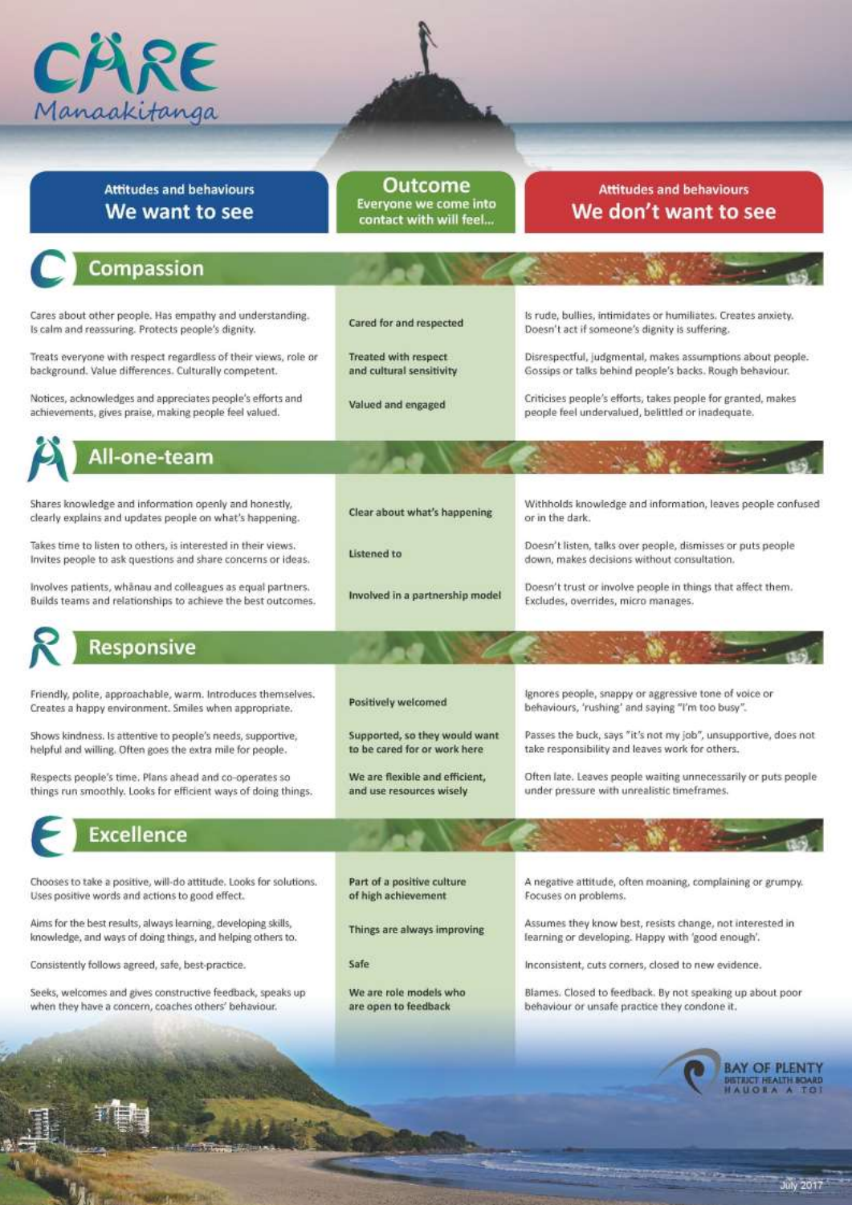# CARE
*Manaakitanga*

| Attitudes and behaviours **We want to see** | **Outcome** Everyone we come into contact with will feel... | Attitudes and behaviours **We don't want to see** |
|---|---|---|
| **C – Compassion** | | |
| Cares about other people. Has empathy and understanding. Is calm and reassuring. Protects people's dignity. | Cared for and respected | Is rude, bullies, intimidates or humiliates. Creates anxiety. Doesn't act if someone's dignity is suffering. |
| Treats everyone with respect regardless of their views, role or background. Value differences. Culturally competent. | Treated with respect and cultural sensitivity | Disrespectful, judgmental, makes assumptions about people. Gossips or talks behind people's backs. Rough behaviour. |
| Notices, acknowledges and appreciates people's efforts and achievements, gives praise, making people feel valued. | Valued and engaged | Criticises people's efforts, takes people for granted, makes people feel undervalued, belittled or inadequate. |
| **A – All-one-team** | | |
| Shares knowledge and information openly and honestly, clearly explains and updates people on what's happening. | Clear about what's happening | Withholds knowledge and information, leaves people confused or in the dark. |
| Takes time to listen to others, is interested in their views. Invites people to ask questions and share concerns or ideas. | Listened to | Doesn't listen, talks over people, dismisses or puts people down, makes decisions without consultation. |
| Involves patients, whānau and colleagues as equal partners. Builds teams and relationships to achieve the best outcomes. | Involved in a partnership model | Doesn't trust or involve people in things that affect them. Excludes, overrides, micro manages. |
| **R – Responsive** | | |
| Friendly, polite, approachable, warm. Introduces themselves. Creates a happy environment. Smiles when appropriate. | Positively welcomed | Ignores people, snappy or aggressive tone of voice or behaviours, 'rushing' and saying "I'm too busy". |
| Shows kindness. Is attentive to people's needs, supportive, helpful and willing. Often goes the extra mile for people. | Supported, so they would want to be cared for or work here | Passes the buck, says "it's not my job", unsupportive, does not take responsibility and leaves work for others. |
| Respects people's time. Plans ahead and co-operates so things run smoothly. Looks for efficient ways of doing things. | We are flexible and efficient, and use resources wisely | Often late. Leaves people waiting unnecessarily or puts people under pressure with unrealistic timeframes. |
| **E – Excellence** | | |
| Chooses to take a positive, will-do attitude. Looks for solutions. Uses positive words and actions to good effect. | Part of a positive culture of high achievement | A negative attitude, often moaning, complaining or grumpy. Focuses on problems. |
| Aims for the best results, always learning, developing skills, knowledge, and ways of doing things, and helping others to. | Things are always improving | Assumes they know best, resists change, not interested in learning or developing. Happy with 'good enough'. |
| Consistently follows agreed, safe, best-practice. | Safe | Inconsistent, cuts corners, closed to new evidence. |
| Seeks, welcomes and gives constructive feedback, speaks up when they have a concern, coaches others' behaviour. | We are role models who are open to feedback | Blames. Closed to feedback. By not speaking up about poor behaviour or unsafe practice they condone it. |

BAY OF PLENTY DISTRICT HEALTH BOARD
HAUORA A TOI

July 2017